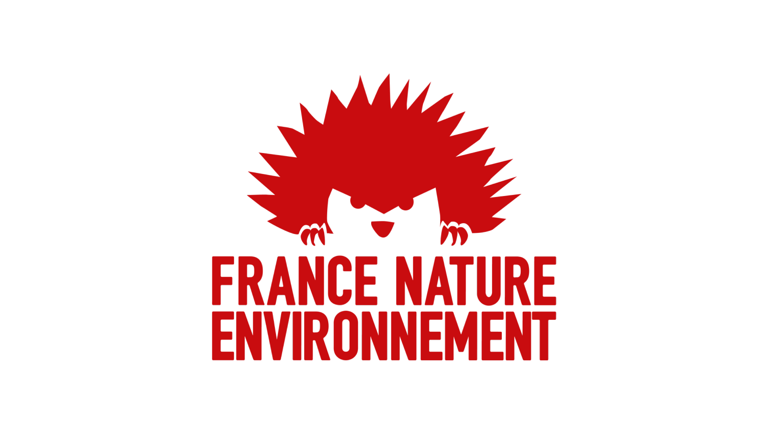# FRANCE NATURE ENVIRONNEMENT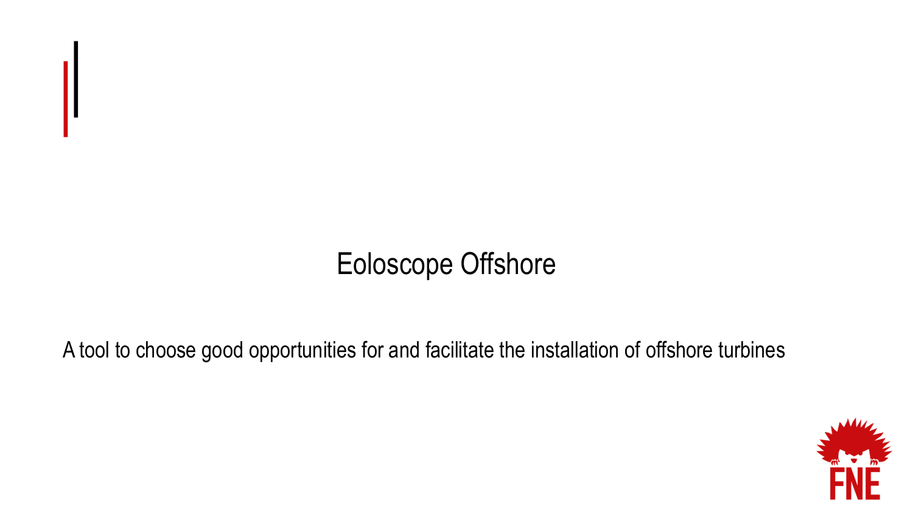# Eoloscope Offshore

A tool to choose good opportunities for and facilitate the installation of offshore turbines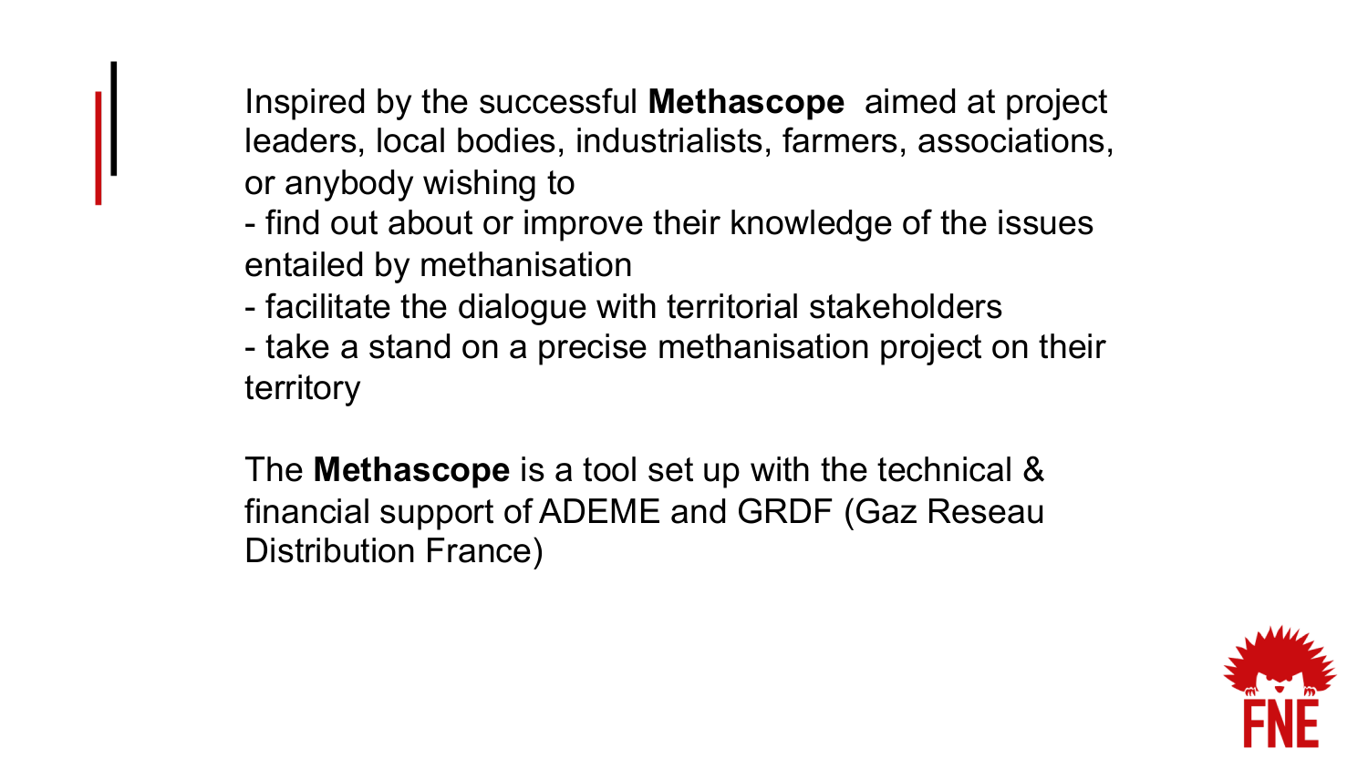Inspired by the successful **Methascope** aimed at project leaders, local bodies, industrialists, farmers, associations, or anybody wishing to

- find out about or improve their knowledge of the issues entailed by methanisation
- facilitate the dialogue with territorial stakeholders
- take a stand on a precise methanisation project on their territory

The **Methascope** is a tool set up with the technical & financial support of ADEME and GRDF (Gaz Reseau Distribution France)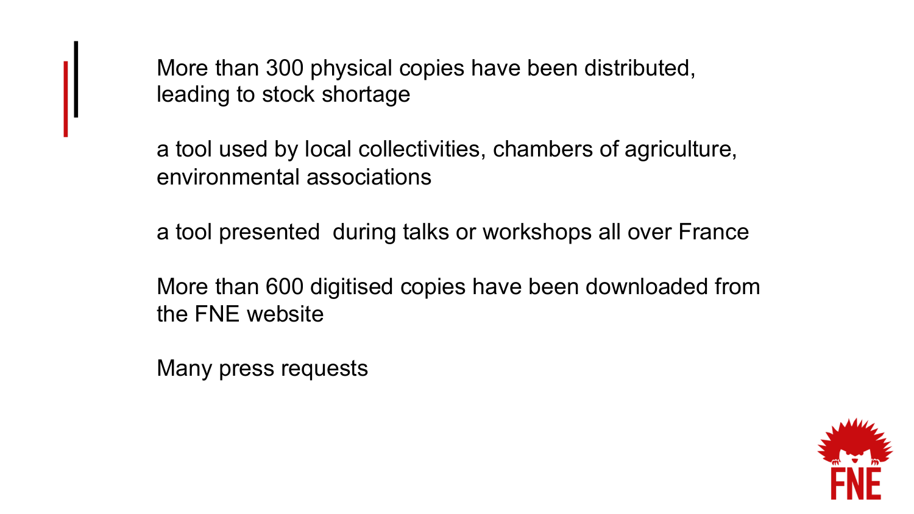More than 300 physical copies have been distributed, leading to stock shortage

a tool used by local collectivities, chambers of agriculture, environmental associations

a tool presented  during talks or workshops all over France

More than 600 digitised copies have been downloaded from the FNE website

Many press requests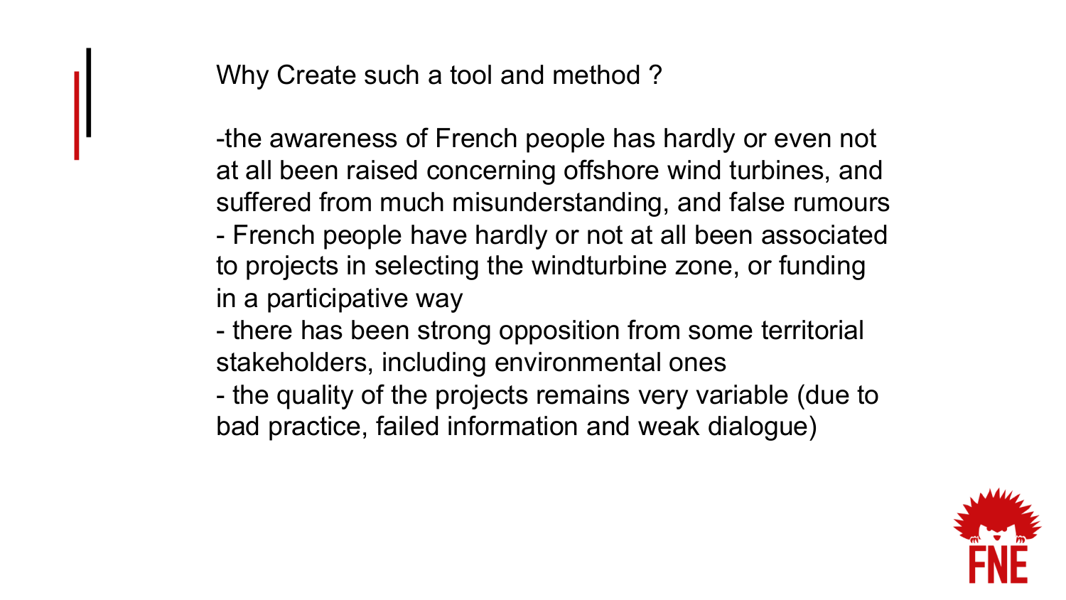## Why Create such a tool and method ?

-the awareness of French people has hardly or even not at all been raised concerning offshore wind turbines, and suffered from much misunderstanding, and false rumours

- French people have hardly or not at all been associated to projects in selecting the windturbine zone, or funding in a participative way
- there has been strong opposition from some territorial stakeholders, including environmental ones
- the quality of the projects remains very variable (due to bad practice, failed information and weak dialogue)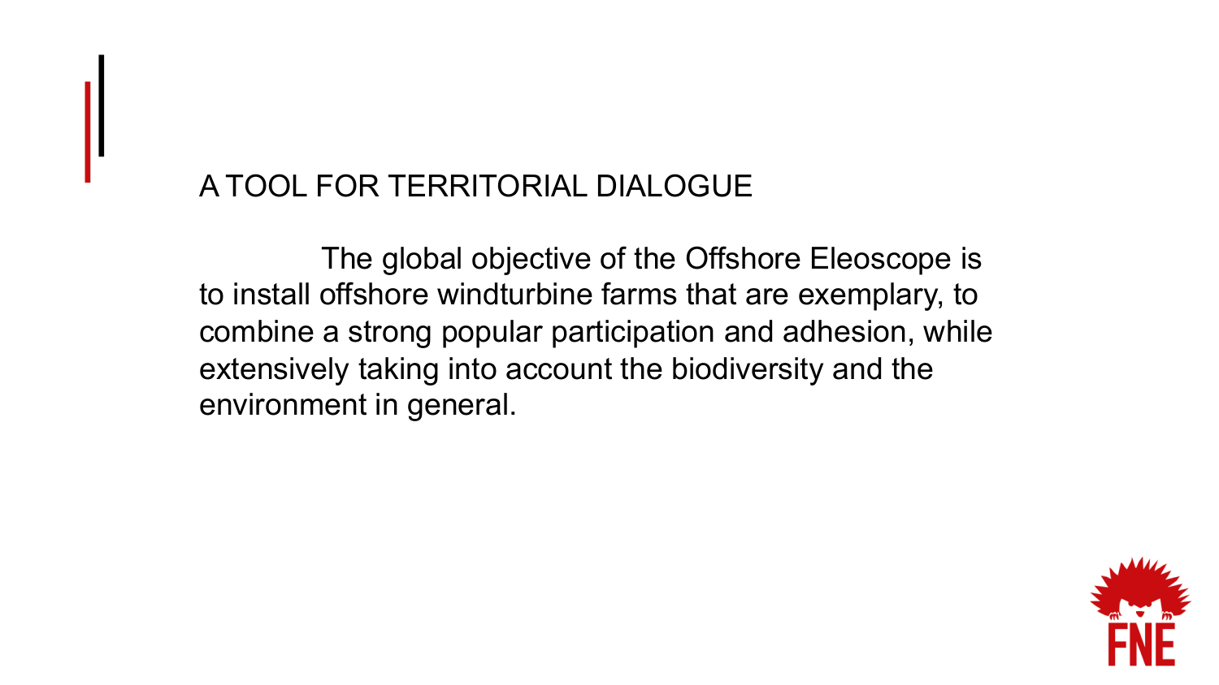## A TOOL FOR TERRITORIAL DIALOGUE

The global objective of the Offshore Eleoscope is to install offshore windturbine farms that are exemplary, to combine a strong popular participation and adhesion, while extensively taking into account the biodiversity and the environment in general.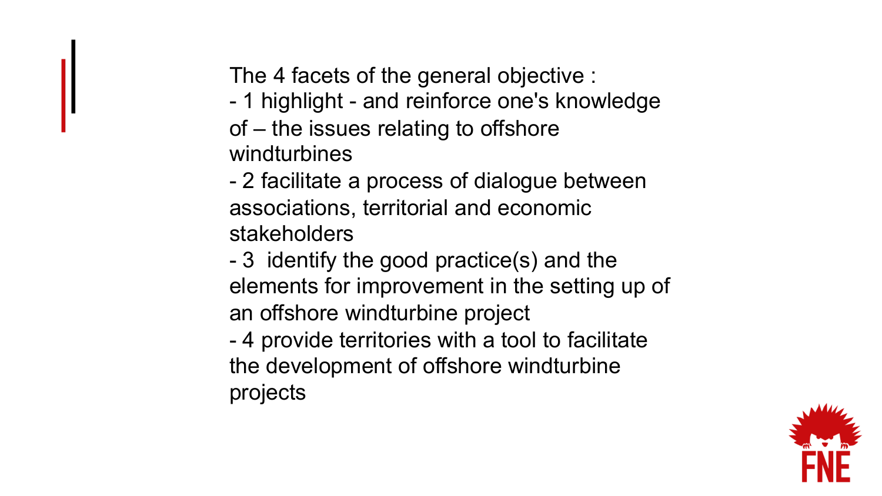The 4 facets of the general objective :

- 1 highlight - and reinforce one's knowledge of – the issues relating to offshore windturbines
- 2 facilitate a process of dialogue between associations, territorial and economic stakeholders
- 3 identify the good practice(s) and the elements for improvement in the setting up of an offshore windturbine project
- 4 provide territories with a tool to facilitate the development of offshore windturbine projects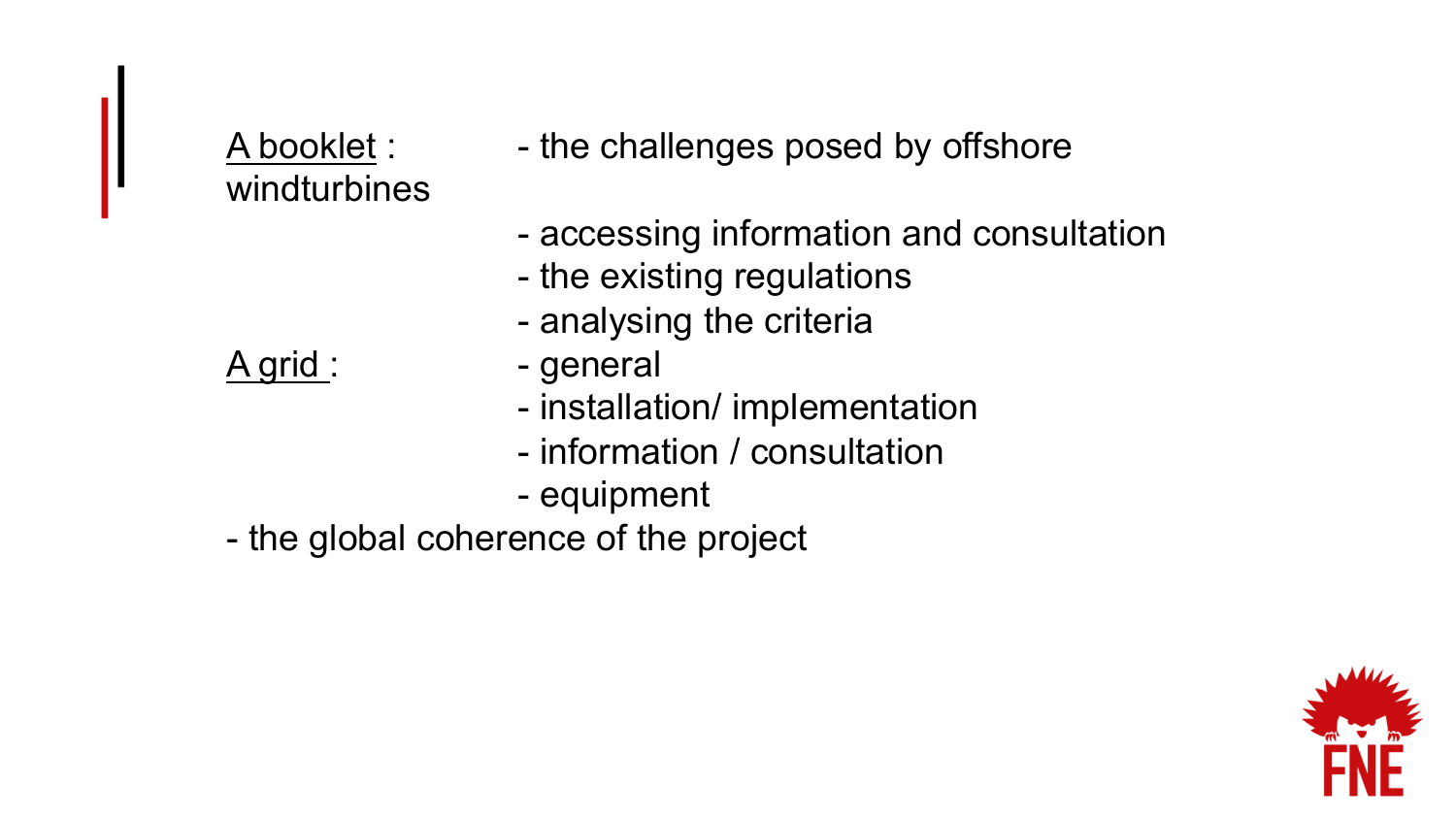A booklet : - the challenges posed by offshore windturbines

- accessing information and consultation
- the existing regulations
- analysing the criteria

A grid : - general

- installation/ implementation
- information / consultation
- equipment
- the global coherence of the project

FNE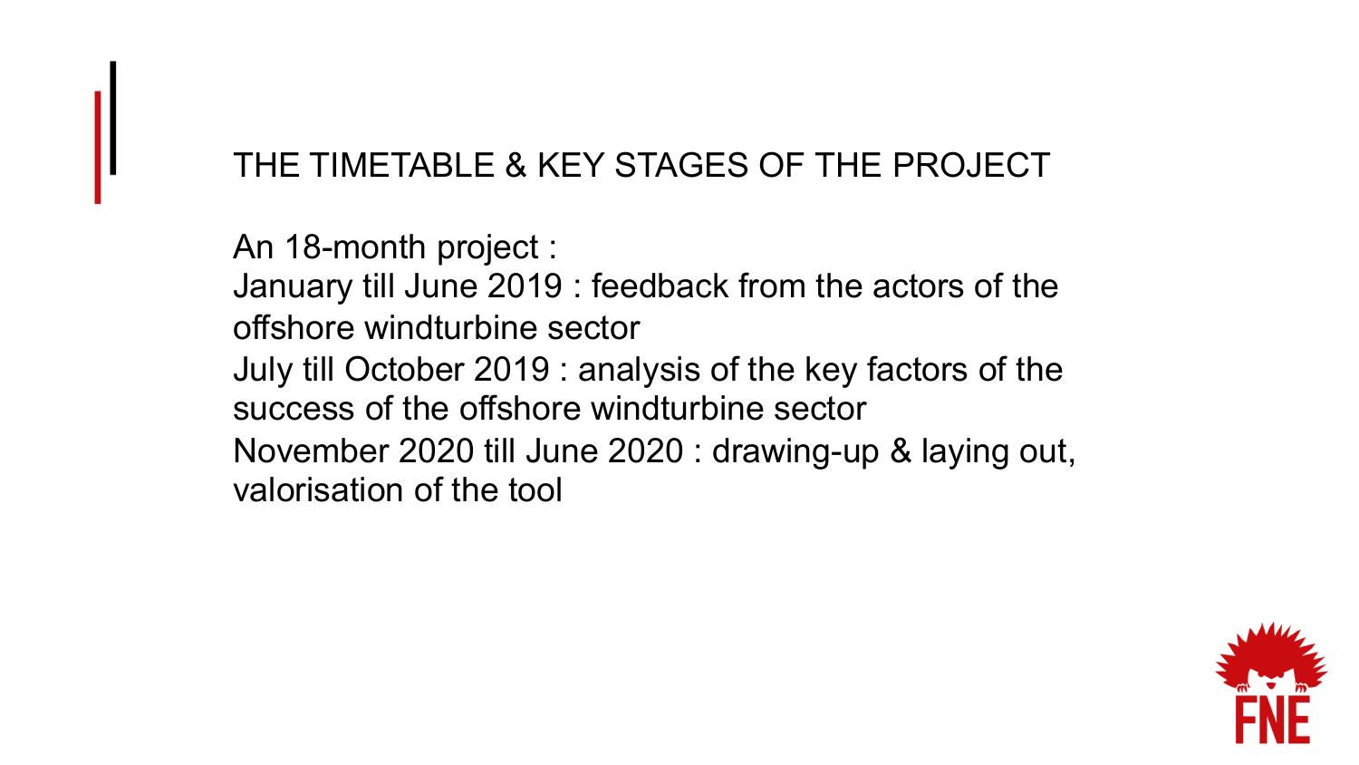## THE TIMETABLE & KEY STAGES OF THE PROJECT

An 18-month project :

January till June 2019 : feedback from the actors of the offshore windturbine sector

July till October 2019 : analysis of the key factors of the success of the offshore windturbine sector

November 2020 till June 2020 : drawing-up & laying out, valorisation of the tool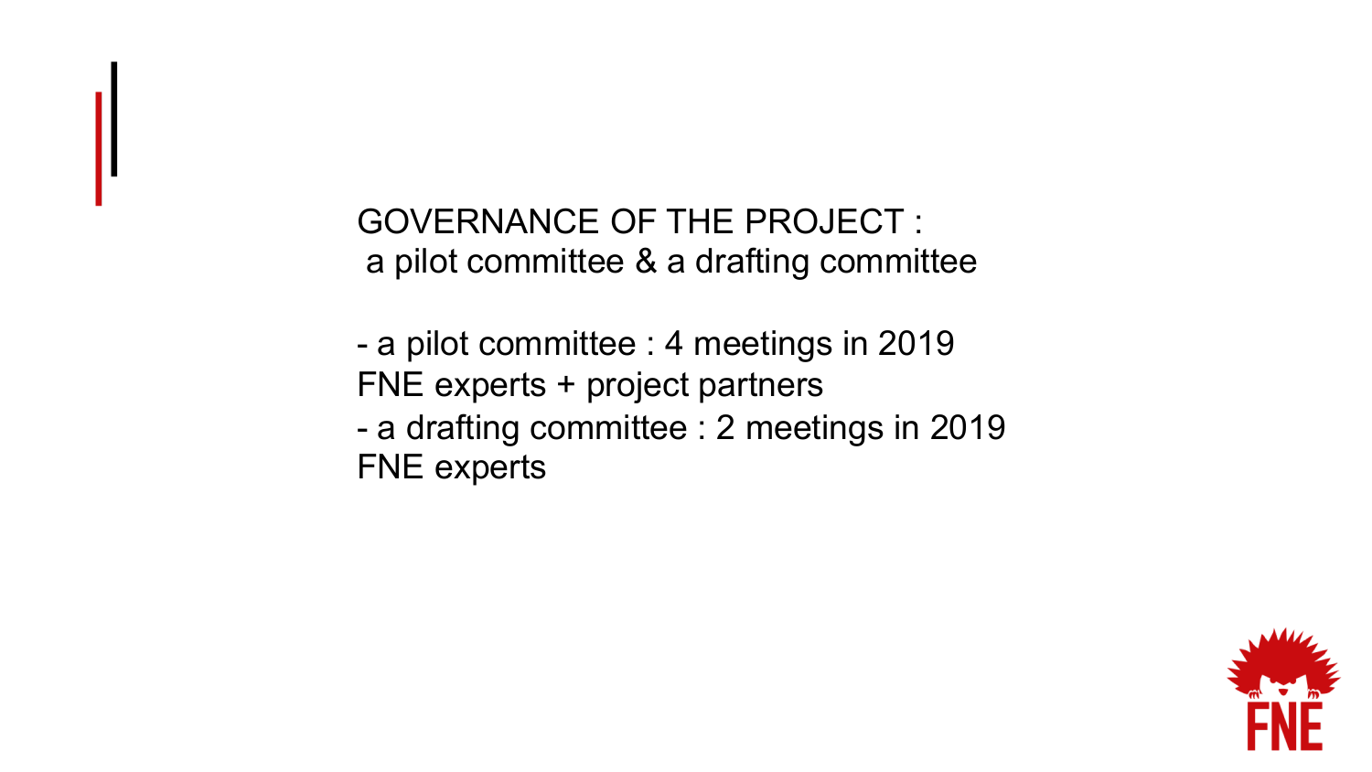GOVERNANCE OF THE PROJECT :
a pilot committee & a drafting committee

- a pilot committee : 4 meetings in 2019
FNE experts + project partners
- a drafting committee : 2 meetings in 2019
FNE experts

FNE